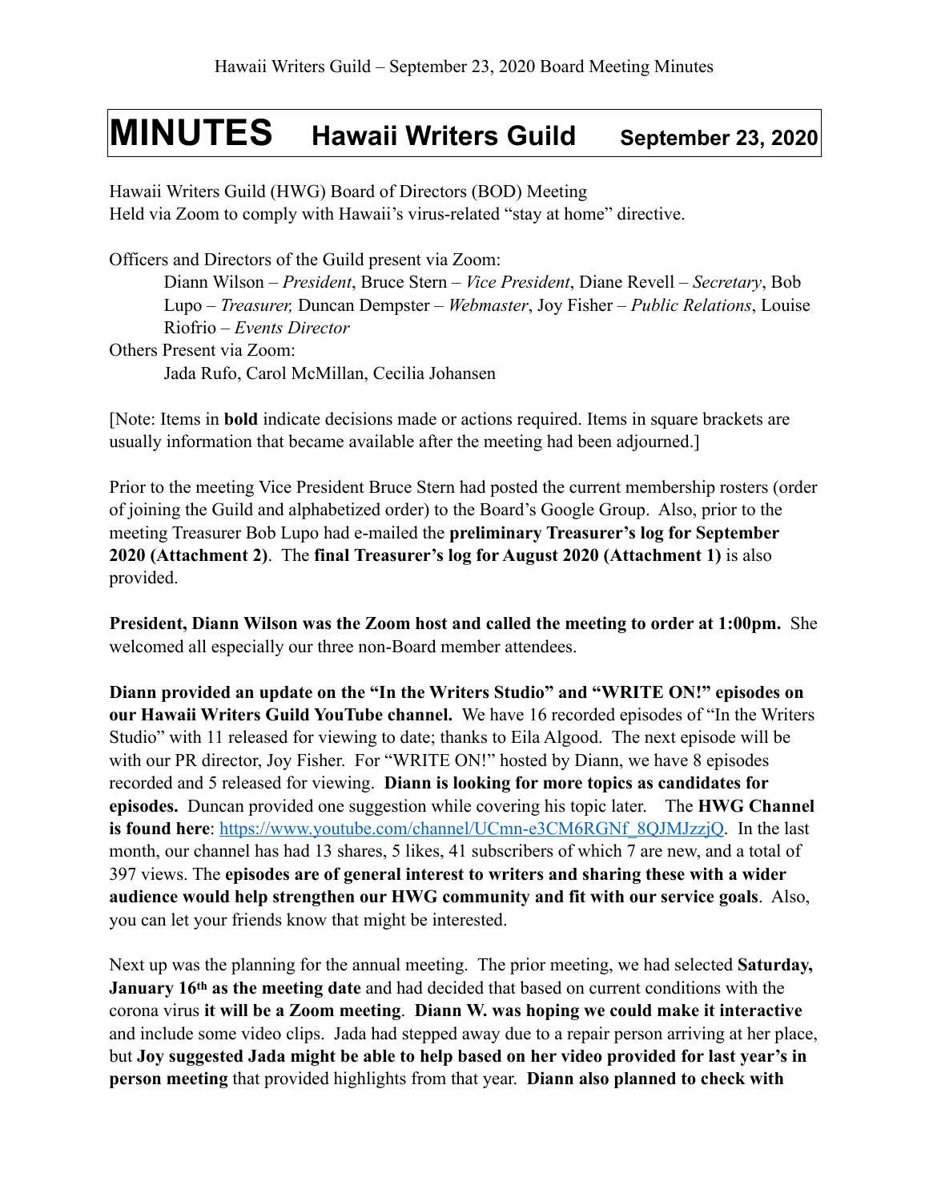# MINUTES Hawaii Writers Guild September 23, 2020

Hawaii Writers Guild (HWG) Board of Directors (BOD) Meeting
Held via Zoom to comply with Hawaii's virus-related "stay at home" directive.

Officers and Directors of the Guild present via Zoom:

Diann Wilson – *President*, Bruce Stern – *Vice President*, Diane Revell – *Secretary*, Bob Lupo – *Treasurer,* Duncan Dempster – *Webmaster*, Joy Fisher – *Public Relations*, Louise Riofrio – *Events Director*

Others Present via Zoom:

Jada Rufo, Carol McMillan, Cecilia Johansen

[Note: Items in **bold** indicate decisions made or actions required. Items in square brackets are usually information that became available after the meeting had been adjourned.]

Prior to the meeting Vice President Bruce Stern had posted the current membership rosters (order of joining the Guild and alphabetized order) to the Board's Google Group. Also, prior to the meeting Treasurer Bob Lupo had e-mailed the **preliminary Treasurer's log for September 2020 (Attachment 2)**. The **final Treasurer's log for August 2020 (Attachment 1)** is also provided.

**President, Diann Wilson was the Zoom host and called the meeting to order at 1:00pm.** She welcomed all especially our three non-Board member attendees.

**Diann provided an update on the "In the Writers Studio" and "WRITE ON!" episodes on our Hawaii Writers Guild YouTube channel.** We have 16 recorded episodes of "In the Writers Studio" with 11 released for viewing to date; thanks to Eila Algood. The next episode will be with our PR director, Joy Fisher. For "WRITE ON!" hosted by Diann, we have 8 episodes recorded and 5 released for viewing. **Diann is looking for more topics as candidates for episodes.** Duncan provided one suggestion while covering his topic later. The **HWG Channel is found here**: https://www.youtube.com/channel/UCmn-e3CM6RGNf_8QJMJzzjQ. In the last month, our channel has had 13 shares, 5 likes, 41 subscribers of which 7 are new, and a total of 397 views. The **episodes are of general interest to writers and sharing these with a wider audience would help strengthen our HWG community and fit with our service goals**. Also, you can let your friends know that might be interested.

Next up was the planning for the annual meeting. The prior meeting, we had selected **Saturday, January 16th as the meeting date** and had decided that based on current conditions with the corona virus **it will be a Zoom meeting**. **Diann W. was hoping we could make it interactive** and include some video clips. Jada had stepped away due to a repair person arriving at her place, but **Joy suggested Jada might be able to help based on her video provided for last year's in person meeting** that provided highlights from that year. **Diann also planned to check with**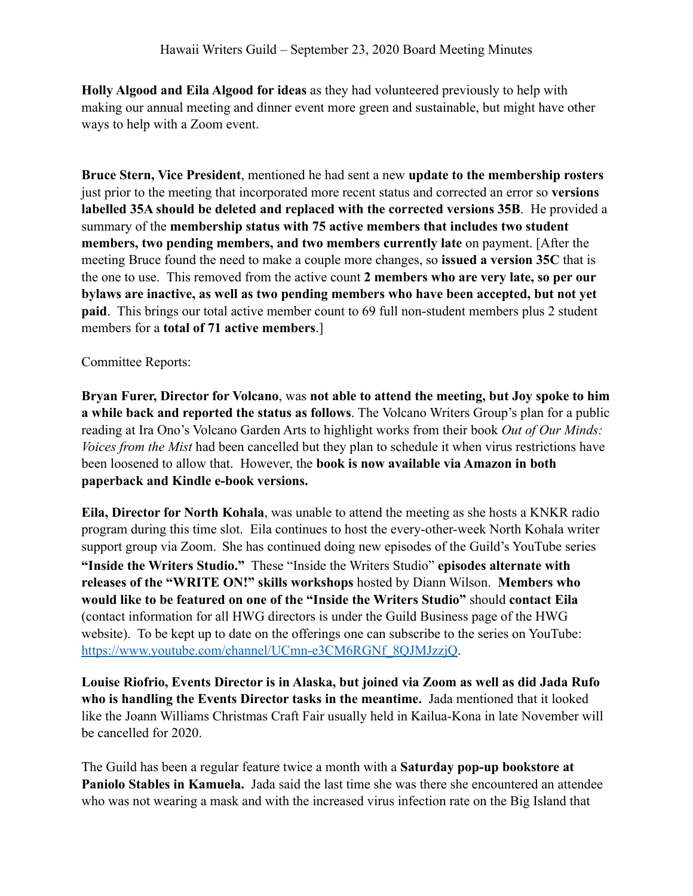**Holly Algood and Eila Algood for ideas** as they had volunteered previously to help with making our annual meeting and dinner event more green and sustainable, but might have other ways to help with a Zoom event.

**Bruce Stern, Vice President**, mentioned he had sent a new **update to the membership rosters** just prior to the meeting that incorporated more recent status and corrected an error so **versions labelled 35A should be deleted and replaced with the corrected versions 35B**. He provided a summary of the **membership status with 75 active members that includes two student members, two pending members, and two members currently late** on payment. [After the meeting Bruce found the need to make a couple more changes, so **issued a version 35C** that is the one to use. This removed from the active count **2 members who are very late, so per our bylaws are inactive, as well as two pending members who have been accepted, but not yet paid**. This brings our total active member count to 69 full non-student members plus 2 student members for a **total of 71 active members**.]

Committee Reports:

**Bryan Furer, Director for Volcano**, was **not able to attend the meeting, but Joy spoke to him a while back and reported the status as follows**. The Volcano Writers Group's plan for a public reading at Ira Ono's Volcano Garden Arts to highlight works from their book *Out of Our Minds: Voices from the Mist* had been cancelled but they plan to schedule it when virus restrictions have been loosened to allow that. However, the **book is now available via Amazon in both paperback and Kindle e-book versions.**

**Eila, Director for North Kohala**, was unable to attend the meeting as she hosts a KNKR radio program during this time slot. Eila continues to host the every-other-week North Kohala writer support group via Zoom. She has continued doing new episodes of the Guild's YouTube series **"Inside the Writers Studio."** These "Inside the Writers Studio" **episodes alternate with releases of the "WRITE ON!" skills workshops** hosted by Diann Wilson. **Members who would like to be featured on one of the "Inside the Writers Studio"** should **contact Eila** (contact information for all HWG directors is under the Guild Business page of the HWG website). To be kept up to date on the offerings one can subscribe to the series on YouTube: [https://www.youtube.com/channel/UCmn-e3CM6RGNf_8QJMJzzjQ](https://www.youtube.com/channel/UCmn-e3CM6RGNf_8QJMJzzjQ).

**Louise Riofrio, Events Director is in Alaska, but joined via Zoom as well as did Jada Rufo who is handling the Events Director tasks in the meantime.** Jada mentioned that it looked like the Joann Williams Christmas Craft Fair usually held in Kailua-Kona in late November will be cancelled for 2020.

The Guild has been a regular feature twice a month with a **Saturday pop-up bookstore at Paniolo Stables in Kamuela.** Jada said the last time she was there she encountered an attendee who was not wearing a mask and with the increased virus infection rate on the Big Island that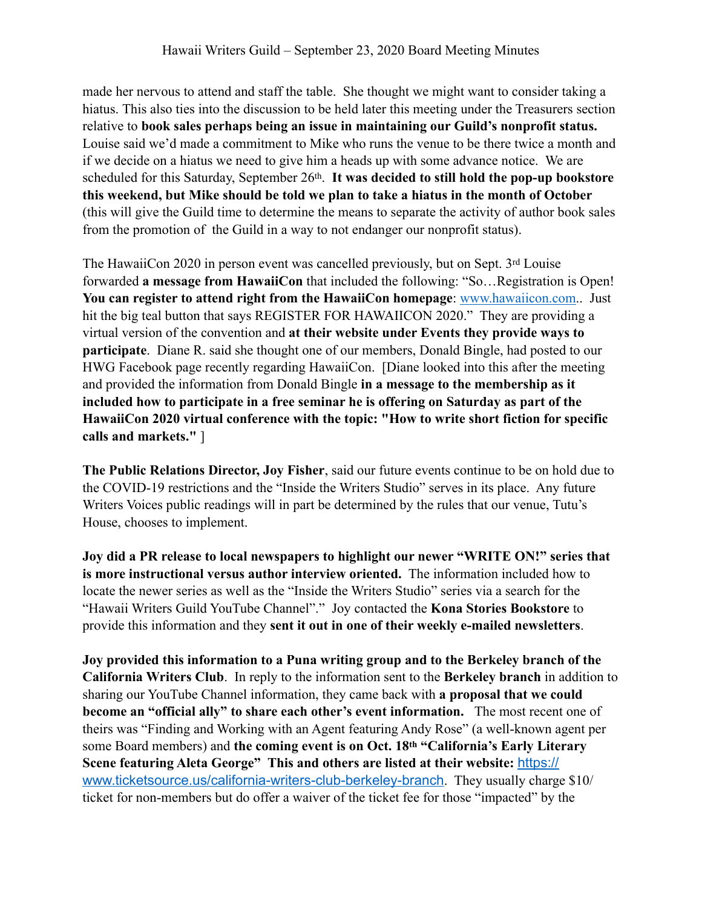made her nervous to attend and staff the table. She thought we might want to consider taking a hiatus. This also ties into the discussion to be held later this meeting under the Treasurers section relative to **book sales perhaps being an issue in maintaining our Guild's nonprofit status.** Louise said we'd made a commitment to Mike who runs the venue to be there twice a month and if we decide on a hiatus we need to give him a heads up with some advance notice. We are scheduled for this Saturday, September 26th. **It was decided to still hold the pop-up bookstore this weekend, but Mike should be told we plan to take a hiatus in the month of October** (this will give the Guild time to determine the means to separate the activity of author book sales from the promotion of the Guild in a way to not endanger our nonprofit status).

The HawaiiCon 2020 in person event was cancelled previously, but on Sept. 3rd Louise forwarded **a message from HawaiiCon** that included the following: "So…Registration is Open! **You can register to attend right from the HawaiiCon homepage**: [www.hawaiicon.com](http://www.hawaiicon.com).. Just hit the big teal button that says REGISTER FOR HAWAIICON 2020." They are providing a virtual version of the convention and **at their website under Events they provide ways to participate**. Diane R. said she thought one of our members, Donald Bingle, had posted to our HWG Facebook page recently regarding HawaiiCon. [Diane looked into this after the meeting and provided the information from Donald Bingle **in a message to the membership as it included how to participate in a free seminar he is offering on Saturday as part of the HawaiiCon 2020 virtual conference with the topic: "How to write short fiction for specific calls and markets."** ]

**The Public Relations Director, Joy Fisher**, said our future events continue to be on hold due to the COVID-19 restrictions and the "Inside the Writers Studio" serves in its place. Any future Writers Voices public readings will in part be determined by the rules that our venue, Tutu's House, chooses to implement.

**Joy did a PR release to local newspapers to highlight our newer "WRITE ON!" series that is more instructional versus author interview oriented.** The information included how to locate the newer series as well as the "Inside the Writers Studio" series via a search for the "Hawaii Writers Guild YouTube Channel"." Joy contacted the **Kona Stories Bookstore** to provide this information and they **sent it out in one of their weekly e-mailed newsletters**.

**Joy provided this information to a Puna writing group and to the Berkeley branch of the California Writers Club**. In reply to the information sent to the **Berkeley branch** in addition to sharing our YouTube Channel information, they came back with **a proposal that we could become an "official ally" to share each other's event information.** The most recent one of theirs was "Finding and Working with an Agent featuring Andy Rose" (a well-known agent per some Board members) and **the coming event is on Oct. 18th "California's Early Literary Scene featuring Aleta George" This and others are listed at their website:** [https://www.ticketsource.us/california-writers-club-berkeley-branch](https://www.ticketsource.us/california-writers-club-berkeley-branch). They usually charge $10/ticket for non-members but do offer a waiver of the ticket fee for those "impacted" by the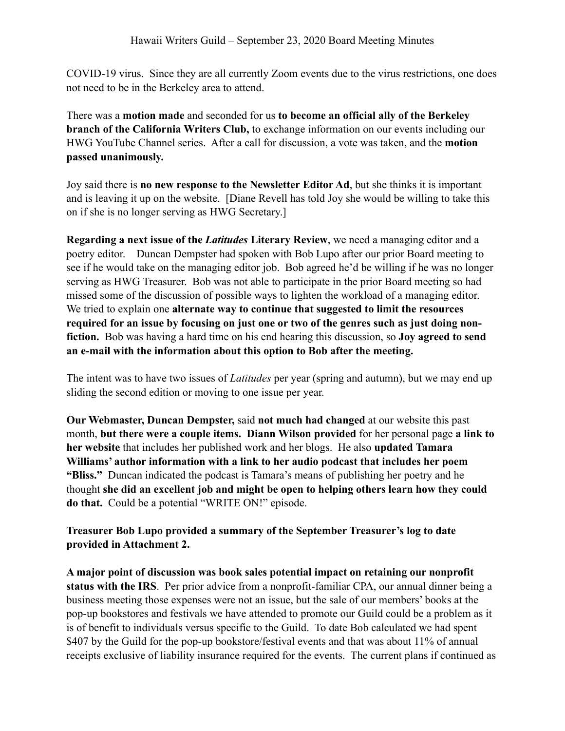COVID-19 virus. Since they are all currently Zoom events due to the virus restrictions, one does not need to be in the Berkeley area to attend.

There was a **motion made** and seconded for us **to become an official ally of the Berkeley branch of the California Writers Club,** to exchange information on our events including our HWG YouTube Channel series. After a call for discussion, a vote was taken, and the **motion passed unanimously.**

Joy said there is **no new response to the Newsletter Editor Ad**, but she thinks it is important and is leaving it up on the website. [Diane Revell has told Joy she would be willing to take this on if she is no longer serving as HWG Secretary.]

**Regarding a next issue of the *Latitudes* Literary Review**, we need a managing editor and a poetry editor. Duncan Dempster had spoken with Bob Lupo after our prior Board meeting to see if he would take on the managing editor job. Bob agreed he'd be willing if he was no longer serving as HWG Treasurer. Bob was not able to participate in the prior Board meeting so had missed some of the discussion of possible ways to lighten the workload of a managing editor. We tried to explain one **alternate way to continue that suggested to limit the resources required for an issue by focusing on just one or two of the genres such as just doing non-fiction.** Bob was having a hard time on his end hearing this discussion, so **Joy agreed to send an e-mail with the information about this option to Bob after the meeting.**

The intent was to have two issues of *Latitudes* per year (spring and autumn), but we may end up sliding the second edition or moving to one issue per year.

**Our Webmaster, Duncan Dempster,** said **not much had changed** at our website this past month, **but there were a couple items. Diann Wilson provided** for her personal page **a link to her website** that includes her published work and her blogs. He also **updated Tamara Williams' author information with a link to her audio podcast that includes her poem "Bliss."** Duncan indicated the podcast is Tamara's means of publishing her poetry and he thought **she did an excellent job and might be open to helping others learn how they could do that.** Could be a potential "WRITE ON!" episode.

**Treasurer Bob Lupo provided a summary of the September Treasurer's log to date provided in Attachment 2.**

**A major point of discussion was book sales potential impact on retaining our nonprofit status with the IRS**. Per prior advice from a nonprofit-familiar CPA, our annual dinner being a business meeting those expenses were not an issue, but the sale of our members' books at the pop-up bookstores and festivals we have attended to promote our Guild could be a problem as it is of benefit to individuals versus specific to the Guild. To date Bob calculated we had spent $407 by the Guild for the pop-up bookstore/festival events and that was about 11% of annual receipts exclusive of liability insurance required for the events. The current plans if continued as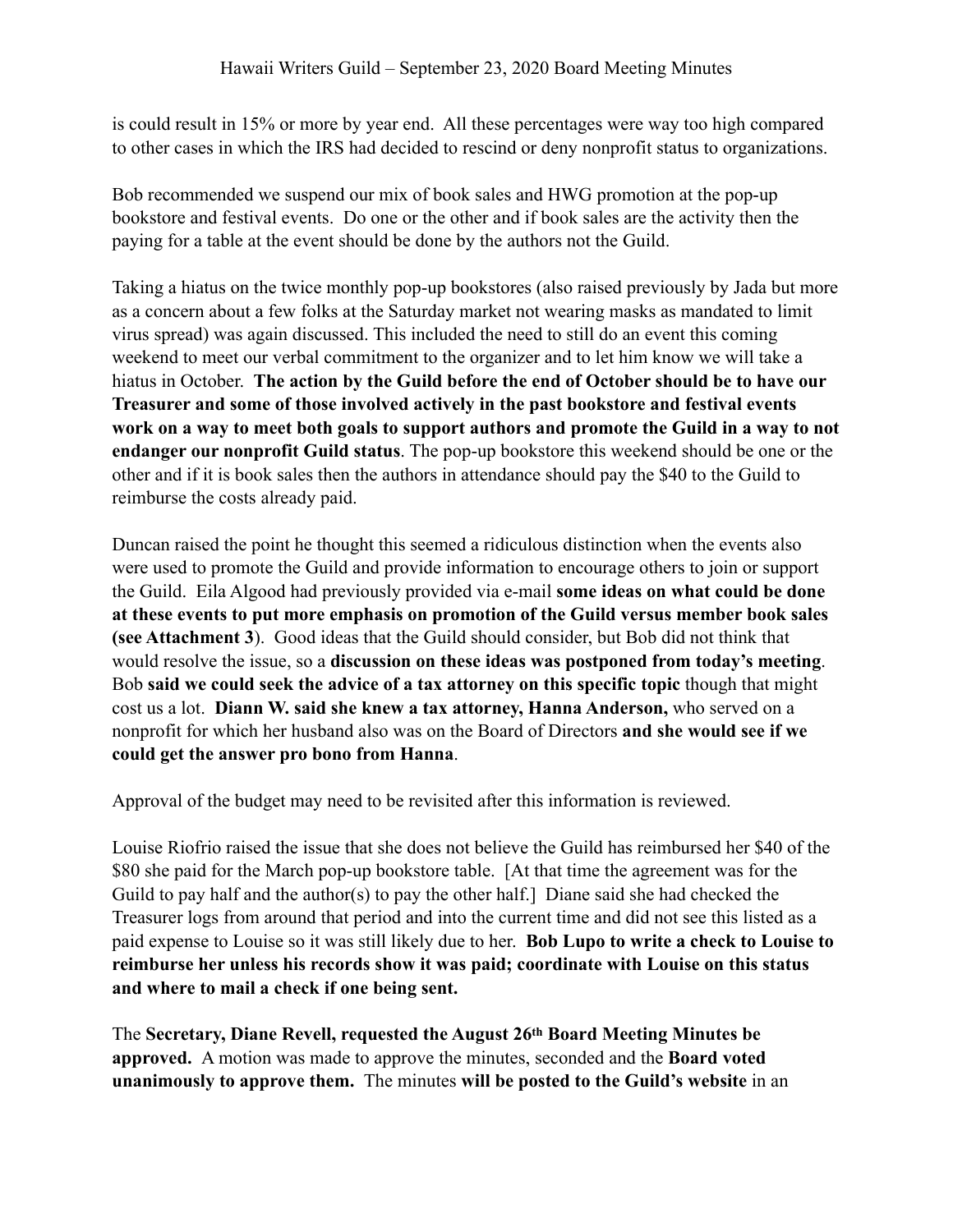is could result in 15% or more by year end. All these percentages were way too high compared to other cases in which the IRS had decided to rescind or deny nonprofit status to organizations.

Bob recommended we suspend our mix of book sales and HWG promotion at the pop-up bookstore and festival events. Do one or the other and if book sales are the activity then the paying for a table at the event should be done by the authors not the Guild.

Taking a hiatus on the twice monthly pop-up bookstores (also raised previously by Jada but more as a concern about a few folks at the Saturday market not wearing masks as mandated to limit virus spread) was again discussed. This included the need to still do an event this coming weekend to meet our verbal commitment to the organizer and to let him know we will take a hiatus in October. **The action by the Guild before the end of October should be to have our Treasurer and some of those involved actively in the past bookstore and festival events work on a way to meet both goals to support authors and promote the Guild in a way to not endanger our nonprofit Guild status**. The pop-up bookstore this weekend should be one or the other and if it is book sales then the authors in attendance should pay the $40 to the Guild to reimburse the costs already paid.

Duncan raised the point he thought this seemed a ridiculous distinction when the events also were used to promote the Guild and provide information to encourage others to join or support the Guild. Eila Algood had previously provided via e-mail **some ideas on what could be done at these events to put more emphasis on promotion of the Guild versus member book sales (see Attachment 3)**. Good ideas that the Guild should consider, but Bob did not think that would resolve the issue, so a **discussion on these ideas was postponed from today's meeting**. Bob **said we could seek the advice of a tax attorney on this specific topic** though that might cost us a lot. **Diann W. said she knew a tax attorney, Hanna Anderson,** who served on a nonprofit for which her husband also was on the Board of Directors **and she would see if we could get the answer pro bono from Hanna**.

Approval of the budget may need to be revisited after this information is reviewed.

Louise Riofrio raised the issue that she does not believe the Guild has reimbursed her $40 of the $80 she paid for the March pop-up bookstore table. [At that time the agreement was for the Guild to pay half and the author(s) to pay the other half.] Diane said she had checked the Treasurer logs from around that period and into the current time and did not see this listed as a paid expense to Louise so it was still likely due to her. **Bob Lupo to write a check to Louise to reimburse her unless his records show it was paid; coordinate with Louise on this status and where to mail a check if one being sent.**

The **Secretary, Diane Revell, requested the August 26th Board Meeting Minutes be approved.** A motion was made to approve the minutes, seconded and the **Board voted unanimously to approve them.** The minutes **will be posted to the Guild's website** in an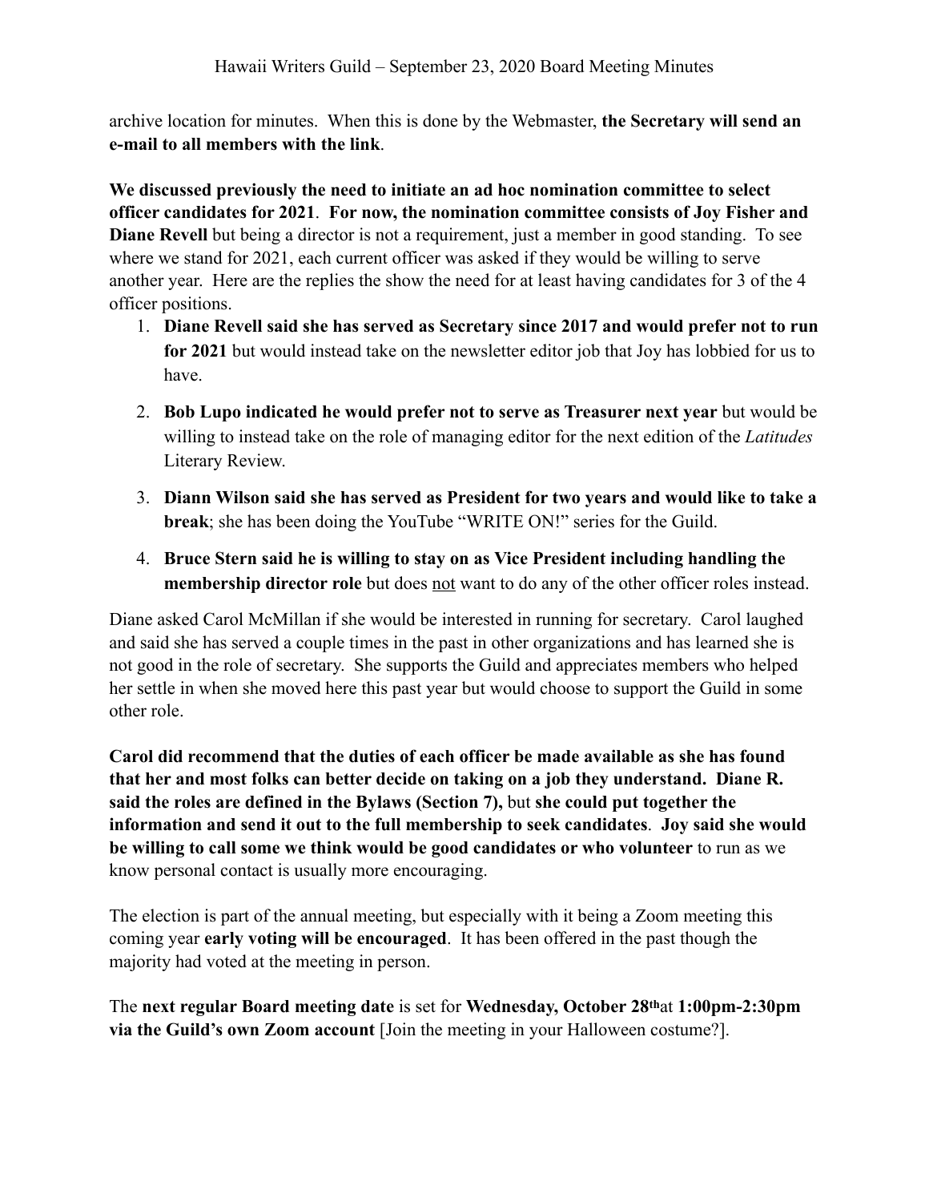archive location for minutes. When this is done by the Webmaster, **the Secretary will send an e-mail to all members with the link**.

**We discussed previously the need to initiate an ad hoc nomination committee to select officer candidates for 2021**. **For now, the nomination committee consists of Joy Fisher and Diane Revell** but being a director is not a requirement, just a member in good standing. To see where we stand for 2021, each current officer was asked if they would be willing to serve another year. Here are the replies the show the need for at least having candidates for 3 of the 4 officer positions.

1. **Diane Revell said she has served as Secretary since 2017 and would prefer not to run for 2021** but would instead take on the newsletter editor job that Joy has lobbied for us to have.
2. **Bob Lupo indicated he would prefer not to serve as Treasurer next year** but would be willing to instead take on the role of managing editor for the next edition of the *Latitudes* Literary Review.
3. **Diann Wilson said she has served as President for two years and would like to take a break**; she has been doing the YouTube "WRITE ON!" series for the Guild.
4. **Bruce Stern said he is willing to stay on as Vice President including handling the membership director role** but does <u>not</u> want to do any of the other officer roles instead.

Diane asked Carol McMillan if she would be interested in running for secretary. Carol laughed and said she has served a couple times in the past in other organizations and has learned she is not good in the role of secretary. She supports the Guild and appreciates members who helped her settle in when she moved here this past year but would choose to support the Guild in some other role.

**Carol did recommend that the duties of each officer be made available as she has found that her and most folks can better decide on taking on a job they understand. Diane R. said the roles are defined in the Bylaws (Section 7),** but **she could put together the information and send it out to the full membership to seek candidates**. **Joy said she would be willing to call some we think would be good candidates or who volunteer** to run as we know personal contact is usually more encouraging.

The election is part of the annual meeting, but especially with it being a Zoom meeting this coming year **early voting will be encouraged**. It has been offered in the past though the majority had voted at the meeting in person.

The **next regular Board meeting date** is set for **Wednesday, October 28th** at **1:00pm-2:30pm via the Guild's own Zoom account** [Join the meeting in your Halloween costume?].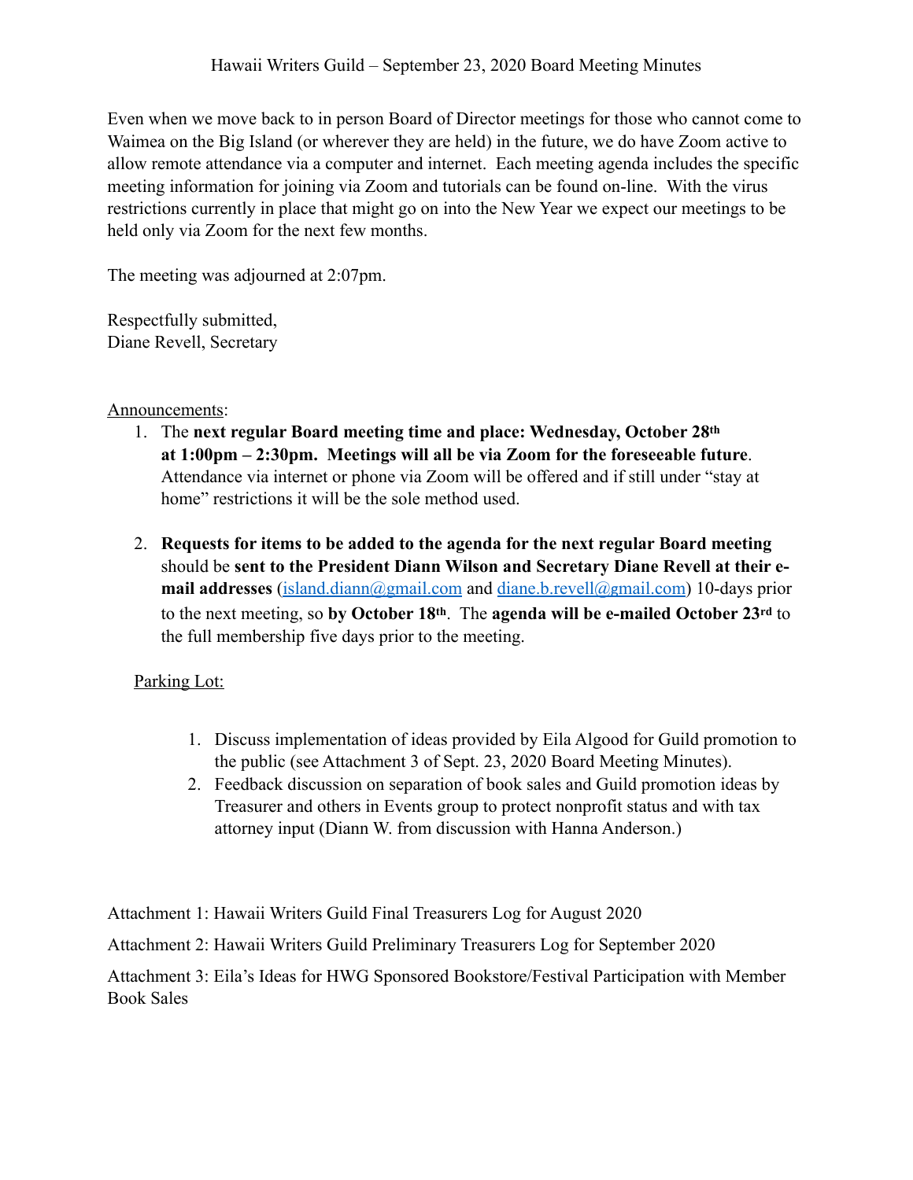Even when we move back to in person Board of Director meetings for those who cannot come to Waimea on the Big Island (or wherever they are held) in the future, we do have Zoom active to allow remote attendance via a computer and internet. Each meeting agenda includes the specific meeting information for joining via Zoom and tutorials can be found on-line. With the virus restrictions currently in place that might go on into the New Year we expect our meetings to be held only via Zoom for the next few months.

The meeting was adjourned at 2:07pm.

Respectfully submitted,
Diane Revell, Secretary

Announcements:

1. The **next regular Board meeting time and place: Wednesday, October 28th at 1:00pm – 2:30pm. Meetings will all be via Zoom for the foreseeable future**. Attendance via internet or phone via Zoom will be offered and if still under "stay at home" restrictions it will be the sole method used.

2. **Requests for items to be added to the agenda for the next regular Board meeting** should be **sent to the President Diann Wilson and Secretary Diane Revell at their e-mail addresses** (island.diann@gmail.com and diane.b.revell@gmail.com) 10-days prior to the next meeting, so **by October 18th**. The **agenda will be e-mailed October 23rd** to the full membership five days prior to the meeting.

Parking Lot:

1. Discuss implementation of ideas provided by Eila Algood for Guild promotion to the public (see Attachment 3 of Sept. 23, 2020 Board Meeting Minutes).
2. Feedback discussion on separation of book sales and Guild promotion ideas by Treasurer and others in Events group to protect nonprofit status and with tax attorney input (Diann W. from discussion with Hanna Anderson.)

Attachment 1: Hawaii Writers Guild Final Treasurers Log for August 2020

Attachment 2: Hawaii Writers Guild Preliminary Treasurers Log for September 2020

Attachment 3: Eila's Ideas for HWG Sponsored Bookstore/Festival Participation with Member Book Sales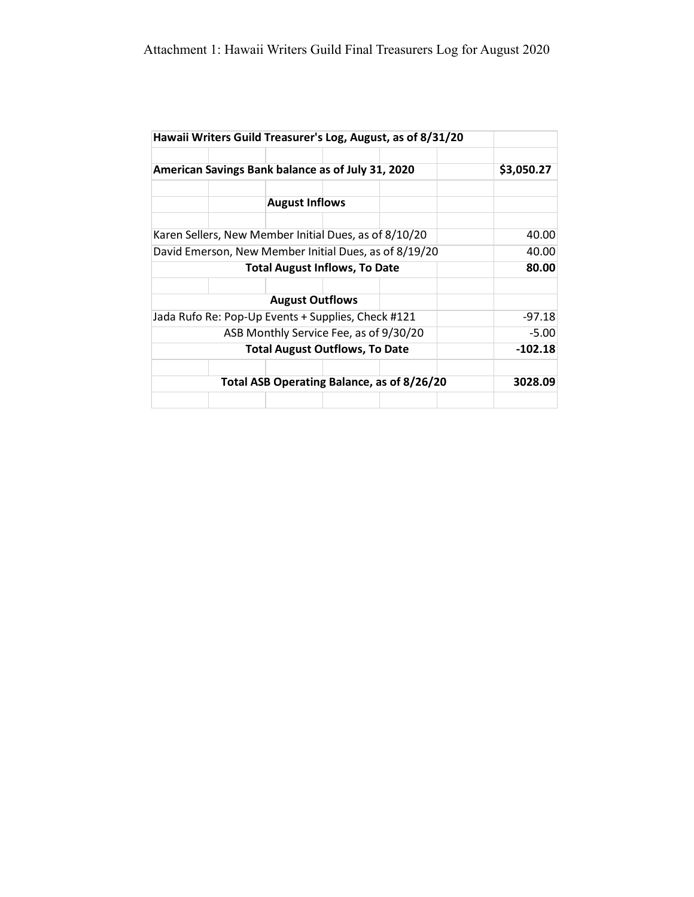Attachment 1: Hawaii Writers Guild Final Treasurers Log for August 2020

| **Hawaii Writers Guild Treasurer's Log, August, as of 8/31/20** | |
|---|---|
| **American Savings Bank balance as of July 31, 2020** | **$3,050.27** |
| **August Inflows** | |
| Karen Sellers, New Member Initial Dues, as of 8/10/20 | 40.00 |
| David Emerson, New Member Initial Dues, as of 8/19/20 | 40.00 |
| **Total August Inflows, To Date** | **80.00** |
| **August Outflows** | |
| Jada Rufo Re: Pop-Up Events + Supplies, Check #121 | -97.18 |
| ASB Monthly Service Fee, as of 9/30/20 | -5.00 |
| **Total August Outflows, To Date** | **-102.18** |
| **Total ASB Operating Balance, as of 8/26/20** | **3028.09** |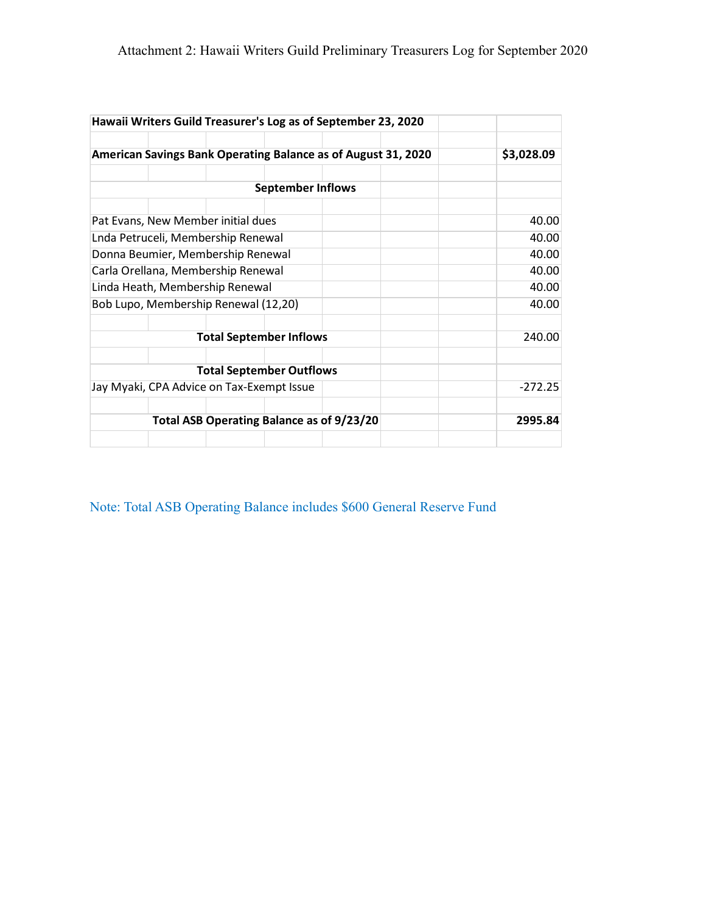# Attachment 2: Hawaii Writers Guild Preliminary Treasurers Log for September 2020

| **Hawaii Writers Guild Treasurer's Log as of September 23, 2020** | |
|---|---|
| | |
| **American Savings Bank Operating Balance as of August 31, 2020** | **$3,028.09** |
| | |
| **September Inflows** | |
| | |
| Pat Evans, New Member initial dues | 40.00 |
| Lnda Petruceli, Membership Renewal | 40.00 |
| Donna Beumier, Membership Renewal | 40.00 |
| Carla Orellana, Membership Renewal | 40.00 |
| Linda Heath, Membership Renewal | 40.00 |
| Bob Lupo, Membership Renewal (12,20) | 40.00 |
| | |
| **Total September Inflows** | 240.00 |
| | |
| **Total September Outflows** | |
| Jay Myaki, CPA Advice on Tax-Exempt Issue | -272.25 |
| | |
| **Total ASB Operating Balance as of 9/23/20** | **2995.84** |

Note: Total ASB Operating Balance includes $600 General Reserve Fund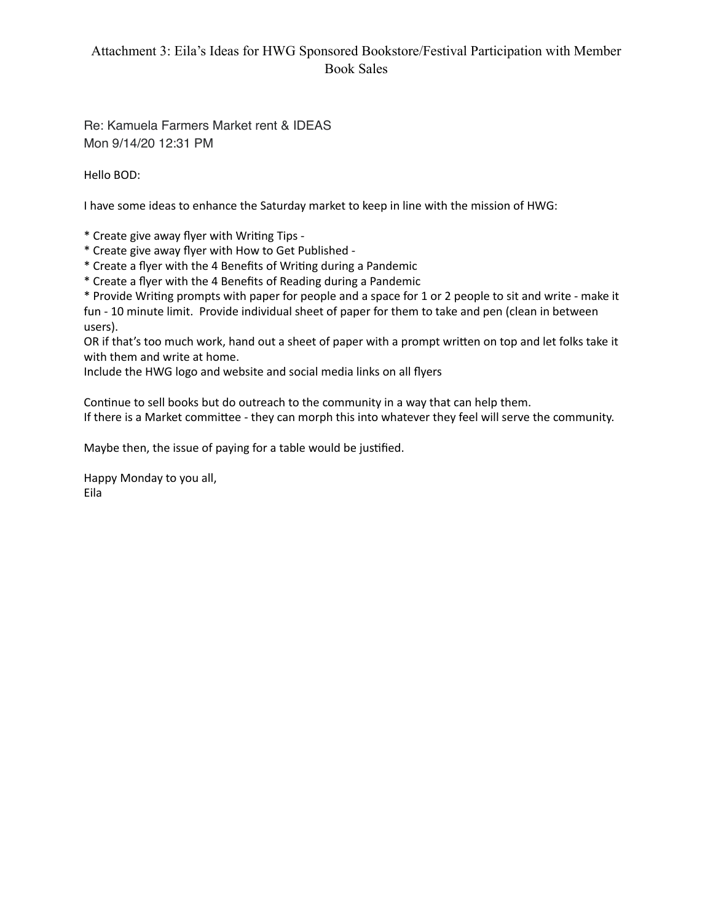# Attachment 3: Eila's Ideas for HWG Sponsored Bookstore/Festival Participation with Member Book Sales

Re: Kamuela Farmers Market rent & IDEAS
Mon 9/14/20 12:31 PM

Hello BOD:

I have some ideas to enhance the Saturday market to keep in line with the mission of HWG:

* Create give away flyer with Writing Tips -
* Create give away flyer with How to Get Published -
* Create a flyer with the 4 Benefits of Writing during a Pandemic
* Create a flyer with the 4 Benefits of Reading during a Pandemic
* Provide Writing prompts with paper for people and a space for 1 or 2 people to sit and write - make it fun - 10 minute limit. Provide individual sheet of paper for them to take and pen (clean in between users).

OR if that's too much work, hand out a sheet of paper with a prompt written on top and let folks take it with them and write at home.
Include the HWG logo and website and social media links on all flyers

Continue to sell books but do outreach to the community in a way that can help them.
If there is a Market committee - they can morph this into whatever they feel will serve the community.

Maybe then, the issue of paying for a table would be justified.

Happy Monday to you all,
Eila